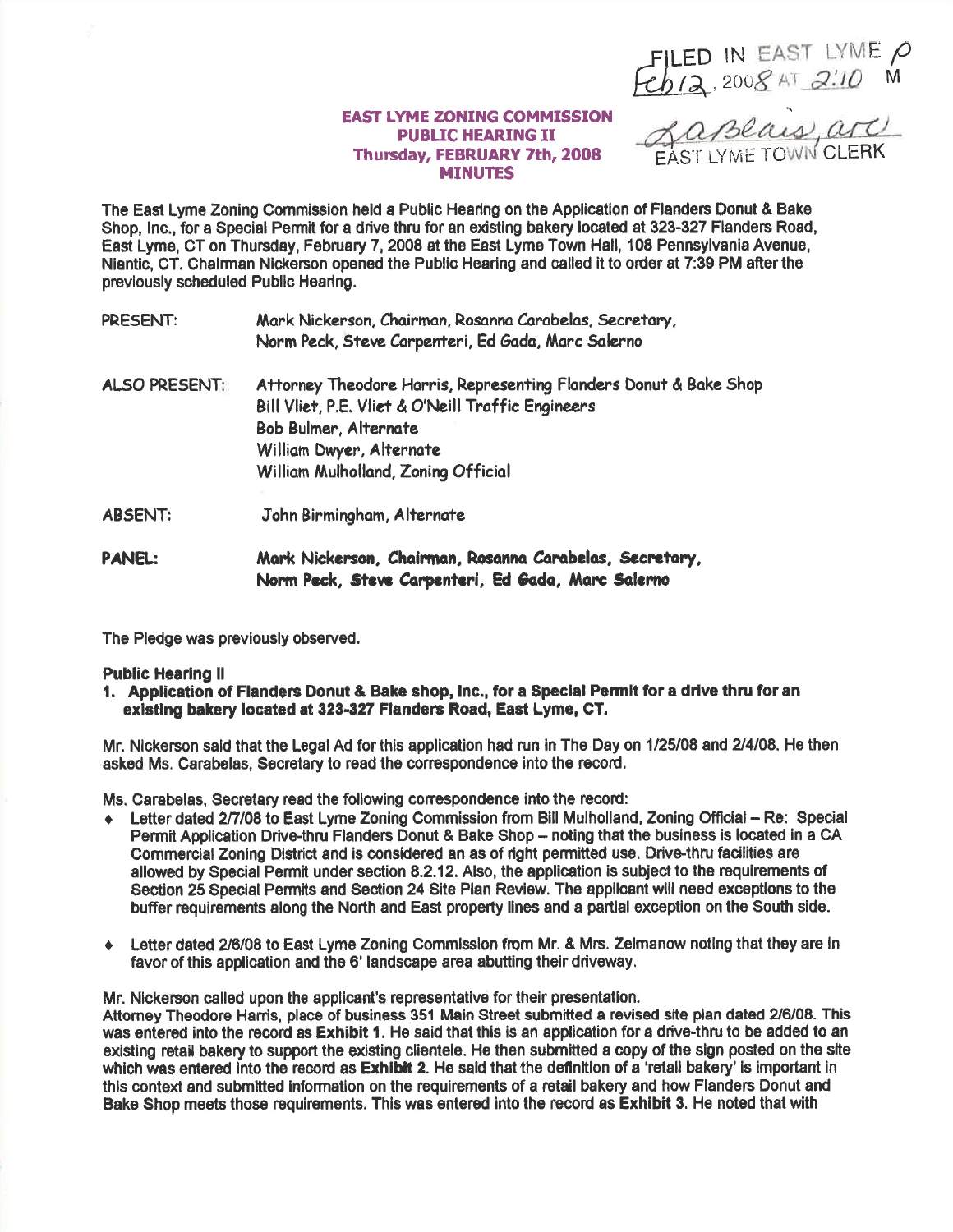FILED IN EAST LYME P
Feb 12, 2008 AT 2:10 M

LaBlais, asc
EAST LYME TOWN CLERK

# EAST LYME ZONING COMMISSION
## PUBLIC HEARING II
### Thursday, FEBRUARY 7th, 2008
### MINUTES

The East Lyme Zoning Commission held a Public Hearing on the Application of Flanders Donut & Bake Shop, Inc., for a Special Permit for a drive thru for an existing bakery located at 323-327 Flanders Road, East Lyme, CT on Thursday, February 7, 2008 at the East Lyme Town Hall, 108 Pennsylvania Avenue, Niantic, CT. Chairman Nickerson opened the Public Hearing and called it to order at 7:39 PM after the previously scheduled Public Hearing.

| | |
|---|---|
| PRESENT: | Mark Nickerson, Chairman, Rosanna Carabelas, Secretary, Norm Peck, Steve Carpenteri, Ed Gada, Marc Salerno |
| ALSO PRESENT: | Attorney Theodore Harris, Representing Flanders Donut & Bake Shop<br>Bill Vliet, P.E. Vliet & O'Neill Traffic Engineers<br>Bob Bulmer, Alternate<br>William Dwyer, Alternate<br>William Mulholland, Zoning Official |
| ABSENT: | John Birmingham, Alternate |
| **PANEL:** | **Mark Nickerson, Chairman, Rosanna Carabelas, Secretary, Norm Peck, Steve Carpenteri, Ed Gada, Marc Salerno** |

The Pledge was previously observed.

**Public Hearing II**

1. **Application of Flanders Donut & Bake shop, Inc., for a Special Permit for a drive thru for an existing bakery located at 323-327 Flanders Road, East Lyme, CT.**

Mr. Nickerson said that the Legal Ad for this application had run in The Day on 1/25/08 and 2/4/08. He then asked Ms. Carabelas, Secretary to read the correspondence into the record.

Ms. Carabelas, Secretary read the following correspondence into the record:

- Letter dated 2/7/08 to East Lyme Zoning Commission from Bill Mulholland, Zoning Official – Re: Special Permit Application Drive-thru Flanders Donut & Bake Shop – noting that the business is located in a CA Commercial Zoning District and is considered an as of right permitted use. Drive-thru facilities are allowed by Special Permit under section 8.2.12. Also, the application is subject to the requirements of Section 25 Special Permits and Section 24 Site Plan Review. The applicant will need exceptions to the buffer requirements along the North and East property lines and a partial exception on the South side.
- Letter dated 2/6/08 to East Lyme Zoning Commission from Mr. & Mrs. Zeimanow noting that they are in favor of this application and the 6' landscape area abutting their driveway.

Mr. Nickerson called upon the applicant's representative for their presentation.

Attorney Theodore Harris, place of business 351 Main Street submitted a revised site plan dated 2/6/08. This was entered into the record as **Exhibit 1**. He said that this is an application for a drive-thru to be added to an existing retail bakery to support the existing clientele. He then submitted a copy of the sign posted on the site which was entered into the record as **Exhibit 2**. He said that the definition of a 'retail bakery' is important in this context and submitted information on the requirements of a retail bakery and how Flanders Donut and Bake Shop meets those requirements. This was entered into the record as **Exhibit 3**. He noted that with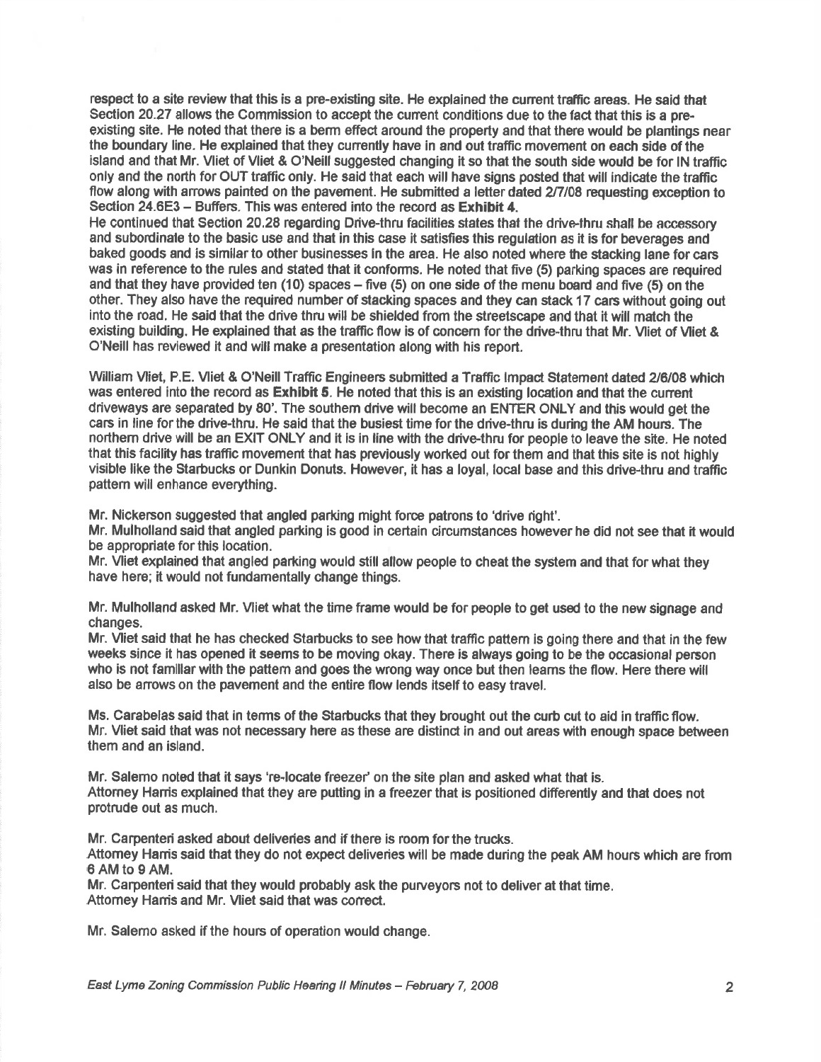respect to a site review that this is a pre-existing site. He explained the current traffic areas. He said that Section 20.27 allows the Commission to accept the current conditions due to the fact that this is a pre-existing site. He noted that there is a berm effect around the property and that there would be plantings near the boundary line. He explained that they currently have in and out traffic movement on each side of the island and that Mr. Vliet of Vliet & O'Neill suggested changing it so that the south side would be for IN traffic only and the north for OUT traffic only. He said that each will have signs posted that will indicate the traffic flow along with arrows painted on the pavement. He submitted a letter dated 2/7/08 requesting exception to Section 24.6E3 – Buffers. This was entered into the record as **Exhibit 4.**

He continued that Section 20.28 regarding Drive-thru facilities states that the drive-thru shall be accessory and subordinate to the basic use and that in this case it satisfies this regulation as it is for beverages and baked goods and is similar to other businesses in the area. He also noted where the stacking lane for cars was in reference to the rules and stated that it conforms. He noted that five (5) parking spaces are required and that they have provided ten (10) spaces – five (5) on one side of the menu board and five (5) on the other. They also have the required number of stacking spaces and they can stack 17 cars without going out into the road. He said that the drive thru will be shielded from the streetscape and that it will match the existing building. He explained that as the traffic flow is of concern for the drive-thru that Mr. Vliet of Vliet & O'Neill has reviewed it and will make a presentation along with his report.

William Vliet, P.E. Vliet & O'Neill Traffic Engineers submitted a Traffic Impact Statement dated 2/6/08 which was entered into the record as **Exhibit 5**. He noted that this is an existing location and that the current driveways are separated by 80'. The southern drive will become an ENTER ONLY and this would get the cars in line for the drive-thru. He said that the busiest time for the drive-thru is during the AM hours. The northern drive will be an EXIT ONLY and it is in line with the drive-thru for people to leave the site. He noted that this facility has traffic movement that has previously worked out for them and that this site is not highly visible like the Starbucks or Dunkin Donuts. However, it has a loyal, local base and this drive-thru and traffic pattern will enhance everything.

Mr. Nickerson suggested that angled parking might force patrons to 'drive right'.

Mr. Mulholland said that angled parking is good in certain circumstances however he did not see that it would be appropriate for this location.

Mr. Vliet explained that angled parking would still allow people to cheat the system and that for what they have here; it would not fundamentally change things.

Mr. Mulholland asked Mr. Vliet what the time frame would be for people to get used to the new signage and changes.

Mr. Vliet said that he has checked Starbucks to see how that traffic pattern is going there and that in the few weeks since it has opened it seems to be moving okay. There is always going to be the occasional person who is not familiar with the pattern and goes the wrong way once but then learns the flow. Here there will also be arrows on the pavement and the entire flow lends itself to easy travel.

Ms. Carabelas said that in terms of the Starbucks that they brought out the curb cut to aid in traffic flow.

Mr. Vliet said that was not necessary here as these are distinct in and out areas with enough space between them and an island.

Mr. Salerno noted that it says 're-locate freezer' on the site plan and asked what that is.

Attorney Harris explained that they are putting in a freezer that is positioned differently and that does not protrude out as much.

Mr. Carpenteri asked about deliveries and if there is room for the trucks.

Attorney Harris said that they do not expect deliveries will be made during the peak AM hours which are from 6 AM to 9 AM.

Mr. Carpenteri said that they would probably ask the purveyors not to deliver at that time.

Attorney Harris and Mr. Vliet said that was correct.

Mr. Salerno asked if the hours of operation would change.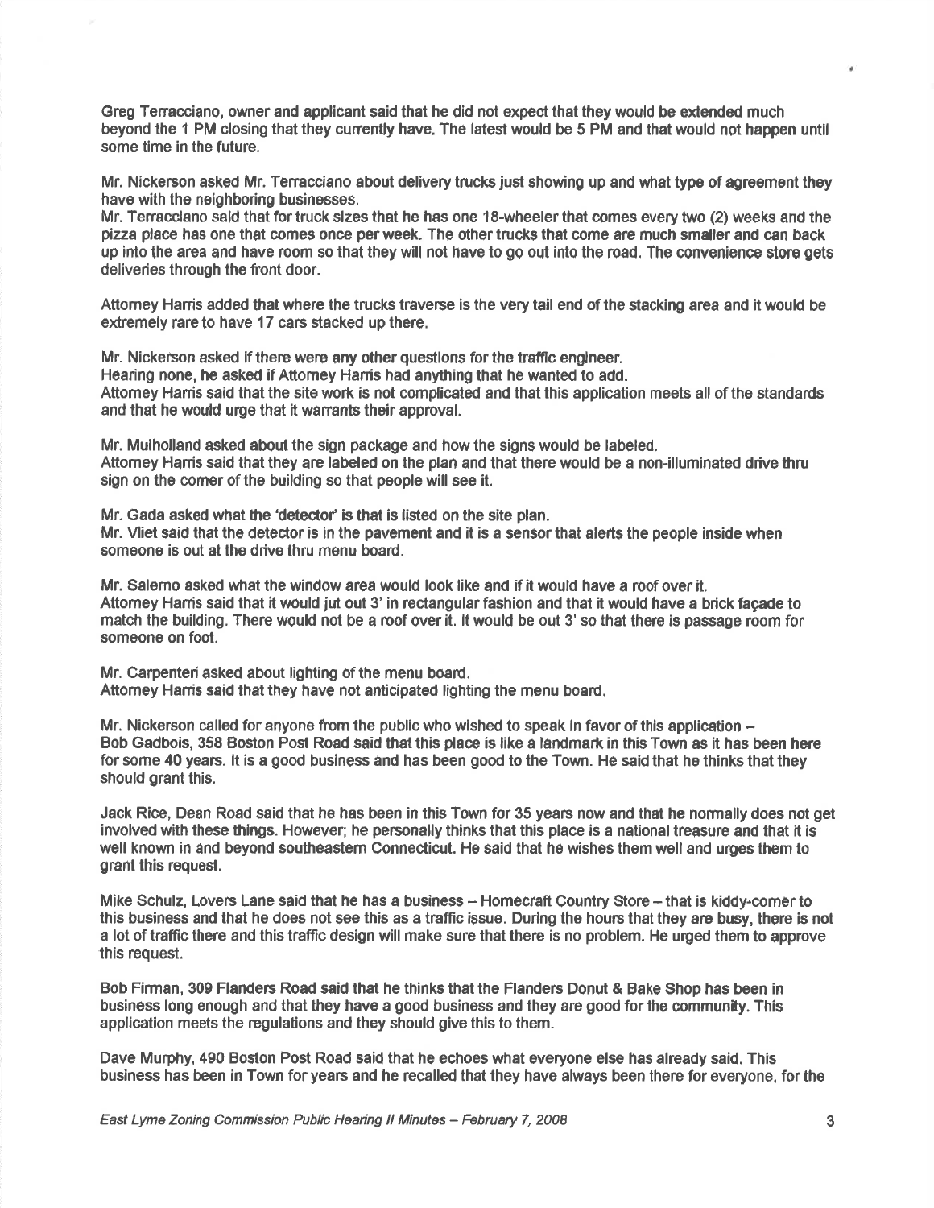Greg Terracciano, owner and applicant said that he did not expect that they would be extended much beyond the 1 PM closing that they currently have. The latest would be 5 PM and that would not happen until some time in the future.

Mr. Nickerson asked Mr. Terracciano about delivery trucks just showing up and what type of agreement they have with the neighboring businesses.
Mr. Terracciano said that for truck sizes that he has one 18-wheeler that comes every two (2) weeks and the pizza place has one that comes once per week. The other trucks that come are much smaller and can back up into the area and have room so that they will not have to go out into the road. The convenience store gets deliveries through the front door.

Attorney Harris added that where the trucks traverse is the very tail end of the stacking area and it would be extremely rare to have 17 cars stacked up there.

Mr. Nickerson asked if there were any other questions for the traffic engineer.
Hearing none, he asked if Attorney Harris had anything that he wanted to add.
Attorney Harris said that the site work is not complicated and that this application meets all of the standards and that he would urge that it warrants their approval.

Mr. Mulholland asked about the sign package and how the signs would be labeled.
Attorney Harris said that they are labeled on the plan and that there would be a non-illuminated drive thru sign on the corner of the building so that people will see it.

Mr. Gada asked what the 'detector' is that is listed on the site plan.
Mr. Vliet said that the detector is in the pavement and it is a sensor that alerts the people inside when someone is out at the drive thru menu board.

Mr. Salerno asked what the window area would look like and if it would have a roof over it.
Attorney Harris said that it would jut out 3' in rectangular fashion and that it would have a brick façade to match the building. There would not be a roof over it. It would be out 3' so that there is passage room for someone on foot.

Mr. Carpenteri asked about lighting of the menu board.
Attorney Harris said that they have not anticipated lighting the menu board.

Mr. Nickerson called for anyone from the public who wished to speak in favor of this application –
Bob Gadbois, 358 Boston Post Road said that this place is like a landmark in this Town as it has been here for some 40 years. It is a good business and has been good to the Town. He said that he thinks that they should grant this.

Jack Rice, Dean Road said that he has been in this Town for 35 years now and that he normally does not get involved with these things. However; he personally thinks that this place is a national treasure and that it is well known in and beyond southeastern Connecticut. He said that he wishes them well and urges them to grant this request.

Mike Schulz, Lovers Lane said that he has a business – Homecraft Country Store – that is kiddy-corner to this business and that he does not see this as a traffic issue. During the hours that they are busy, there is not a lot of traffic there and this traffic design will make sure that there is no problem. He urged them to approve this request.

Bob Firman, 309 Flanders Road said that he thinks that the Flanders Donut & Bake Shop has been in business long enough and that they have a good business and they are good for the community. This application meets the regulations and they should give this to them.

Dave Murphy, 490 Boston Post Road said that he echoes what everyone else has already said. This business has been in Town for years and he recalled that they have always been there for everyone, for the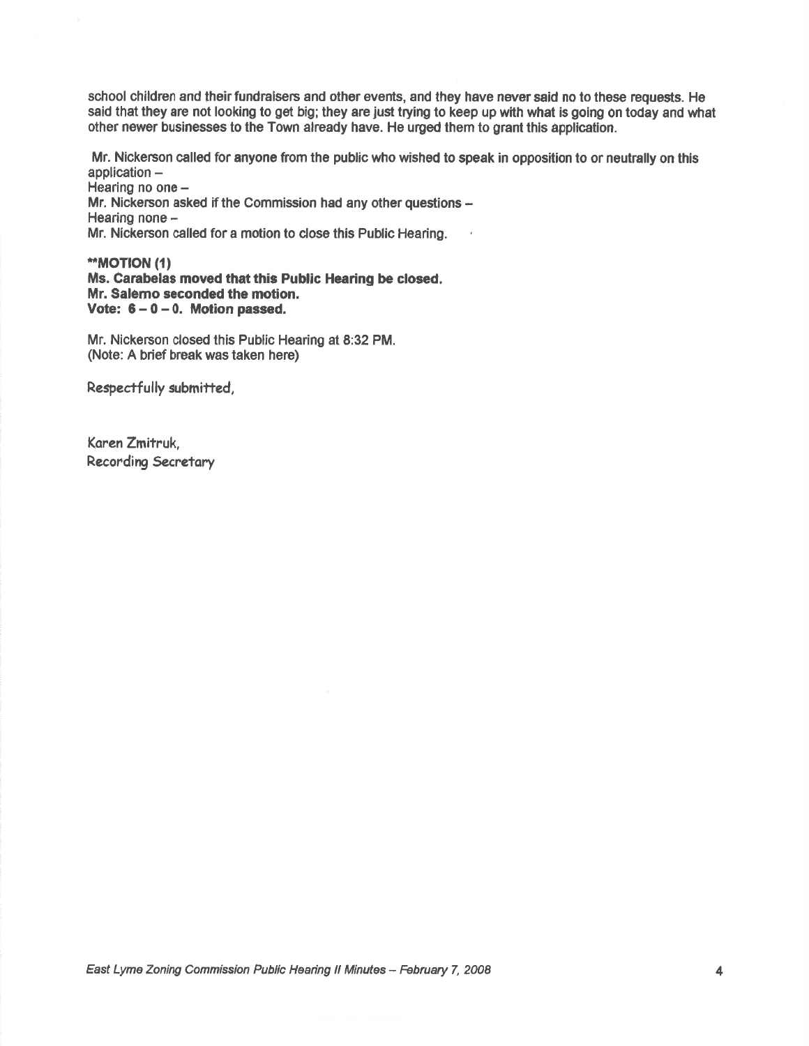school children and their fundraisers and other events, and they have never said no to these requests. He said that they are not looking to get big; they are just trying to keep up with what is going on today and what other newer businesses to the Town already have. He urged them to grant this application.

Mr. Nickerson called for anyone from the public who wished to speak in opposition to or neutrally on this application –
Hearing no one –
Mr. Nickerson asked if the Commission had any other questions –
Hearing none –
Mr. Nickerson called for a motion to close this Public Hearing.

****MOTION (1)**
**Ms. Carabelas moved that this Public Hearing be closed.**
**Mr. Salerno seconded the motion.**
**Vote: 6 – 0 – 0. Motion passed.**

Mr. Nickerson closed this Public Hearing at 8:32 PM.
(Note: A brief break was taken here)

Respectfully submitted,

Karen Zmitruk,
Recording Secretary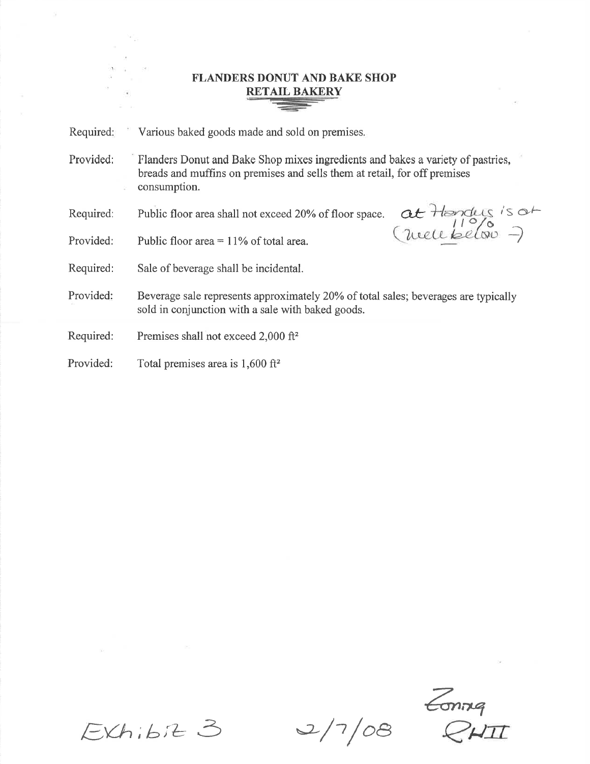# FLANDERS DONUT AND BAKE SHOP

## RETAIL BAKERY

Required: Various baked goods made and sold on premises.

Provided: Flanders Donut and Bake Shop mixes ingredients and bakes a variety of pastries, breads and muffins on premises and sells them at retail, for off premises consumption.

Required: Public floor area shall not exceed 20% of floor space. at Flanders is at 11% (well below →)

Provided: Public floor area = 11% of total area.

Required: Sale of beverage shall be incidental.

Provided: Beverage sale represents approximately 20% of total sales; beverages are typically sold in conjunction with a sale with baked goods.

Required: Premises shall not exceed 2,000 ft²

Provided: Total premises area is 1,600 ft²

Exhibit 3 2/7/08 Zoning QHII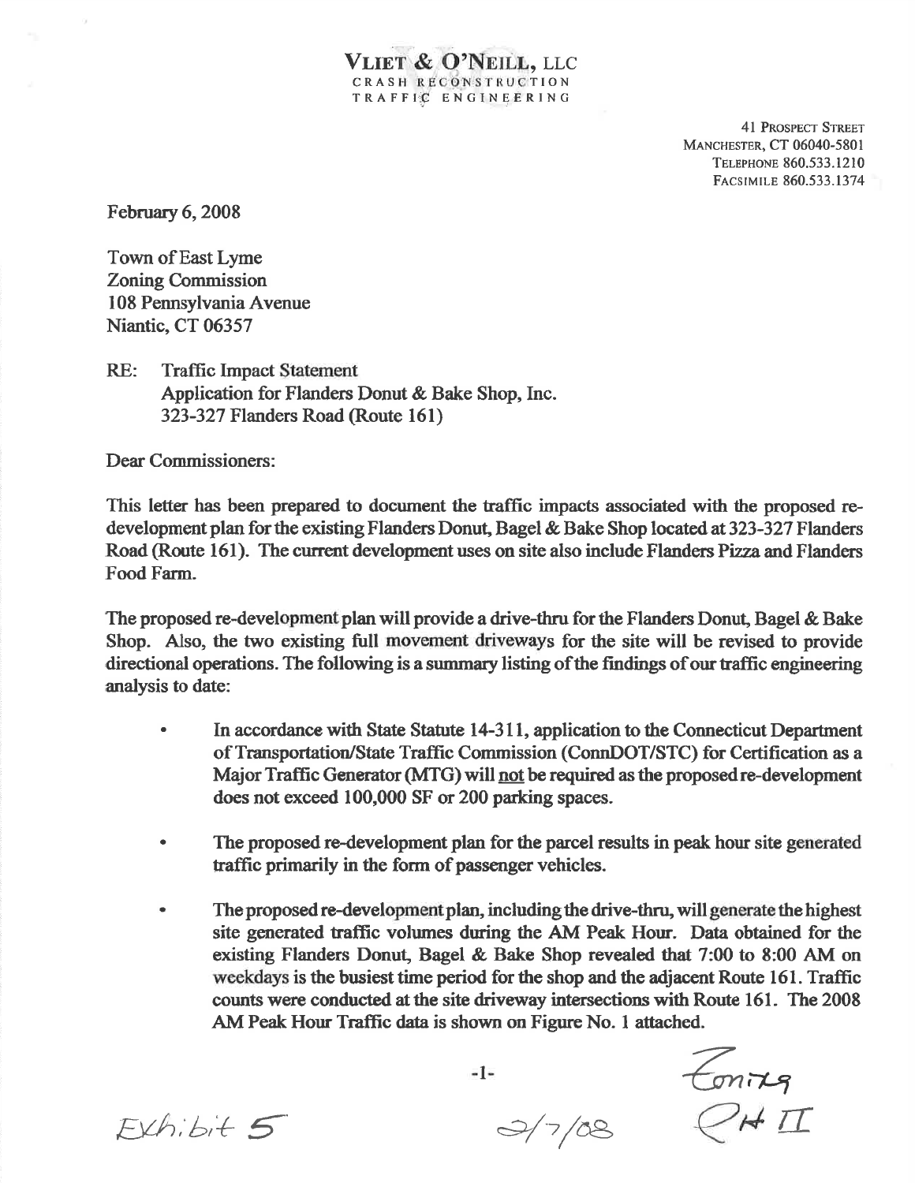**VLIET & O'NEILL, LLC**
CRASH RECONSTRUCTION
TRAFFIC ENGINEERING

41 PROSPECT STREET
MANCHESTER, CT 06040-5801
TELEPHONE 860.533.1210
FACSIMILE 860.533.1374

February 6, 2008

Town of East Lyme
Zoning Commission
108 Pennsylvania Avenue
Niantic, CT 06357

RE: Traffic Impact Statement
Application for Flanders Donut & Bake Shop, Inc.
323-327 Flanders Road (Route 161)

Dear Commissioners:

This letter has been prepared to document the traffic impacts associated with the proposed re-development plan for the existing Flanders Donut, Bagel & Bake Shop located at 323-327 Flanders Road (Route 161). The current development uses on site also include Flanders Pizza and Flanders Food Farm.

The proposed re-development plan will provide a drive-thru for the Flanders Donut, Bagel & Bake Shop. Also, the two existing full movement driveways for the site will be revised to provide directional operations. The following is a summary listing of the findings of our traffic engineering analysis to date:

- In accordance with State Statute 14-311, application to the Connecticut Department of Transportation/State Traffic Commission (ConnDOT/STC) for Certification as a Major Traffic Generator (MTG) will not be required as the proposed re-development does not exceed 100,000 SF or 200 parking spaces.
- The proposed re-development plan for the parcel results in peak hour site generated traffic primarily in the form of passenger vehicles.
- The proposed re-development plan, including the drive-thru, will generate the highest site generated traffic volumes during the AM Peak Hour. Data obtained for the existing Flanders Donut, Bagel & Bake Shop revealed that 7:00 to 8:00 AM on weekdays is the busiest time period for the shop and the adjacent Route 161. Traffic counts were conducted at the site driveway intersections with Route 161. The 2008 AM Peak Hour Traffic data is shown on Figure No. 1 attached.

Exhibit 5 2/7/08 Zoning PH II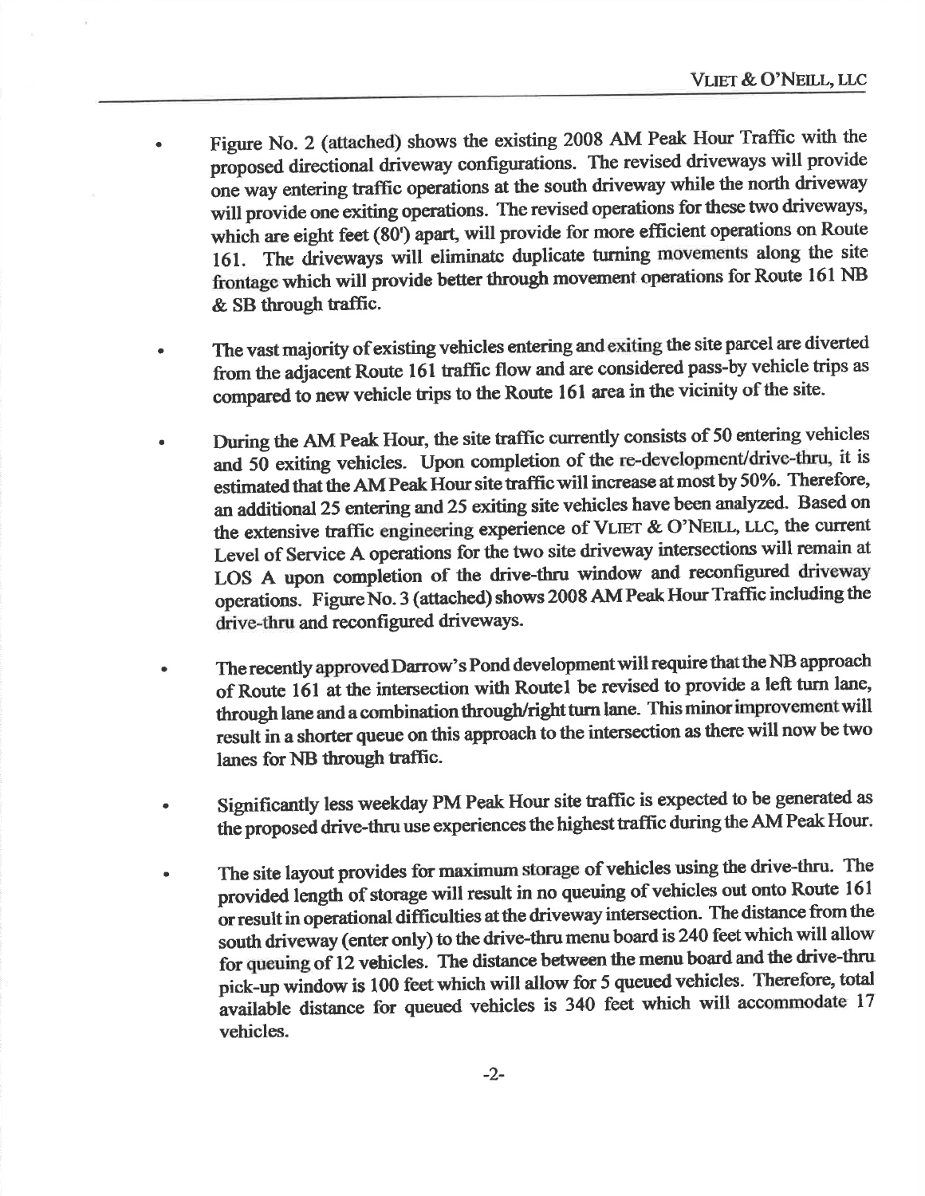- Figure No. 2 (attached) shows the existing 2008 AM Peak Hour Traffic with the proposed directional driveway configurations. The revised driveways will provide one way entering traffic operations at the south driveway while the north driveway will provide one exiting operations. The revised operations for these two driveways, which are eight feet (80') apart, will provide for more efficient operations on Route 161. The driveways will eliminate duplicate turning movements along the site frontage which will provide better through movement operations for Route 161 NB & SB through traffic.

- The vast majority of existing vehicles entering and exiting the site parcel are diverted from the adjacent Route 161 traffic flow and are considered pass-by vehicle trips as compared to new vehicle trips to the Route 161 area in the vicinity of the site.

- During the AM Peak Hour, the site traffic currently consists of 50 entering vehicles and 50 exiting vehicles. Upon completion of the re-development/drive-thru, it is estimated that the AM Peak Hour site traffic will increase at most by 50%. Therefore, an additional 25 entering and 25 exiting site vehicles have been analyzed. Based on the extensive traffic engineering experience of VLIET & O'NEILL, LLC, the current Level of Service A operations for the two site driveway intersections will remain at LOS A upon completion of the drive-thru window and reconfigured driveway operations. Figure No. 3 (attached) shows 2008 AM Peak Hour Traffic including the drive-thru and reconfigured driveways.

- The recently approved Darrow's Pond development will require that the NB approach of Route 161 at the intersection with Route1 be revised to provide a left turn lane, through lane and a combination through/right turn lane. This minor improvement will result in a shorter queue on this approach to the intersection as there will now be two lanes for NB through traffic.

- Significantly less weekday PM Peak Hour site traffic is expected to be generated as the proposed drive-thru use experiences the highest traffic during the AM Peak Hour.

- The site layout provides for maximum storage of vehicles using the drive-thru. The provided length of storage will result in no queuing of vehicles out onto Route 161 or result in operational difficulties at the driveway intersection. The distance from the south driveway (enter only) to the drive-thru menu board is 240 feet which will allow for queuing of 12 vehicles. The distance between the menu board and the drive-thru pick-up window is 100 feet which will allow for 5 queued vehicles. Therefore, total available distance for queued vehicles is 340 feet which will accommodate 17 vehicles.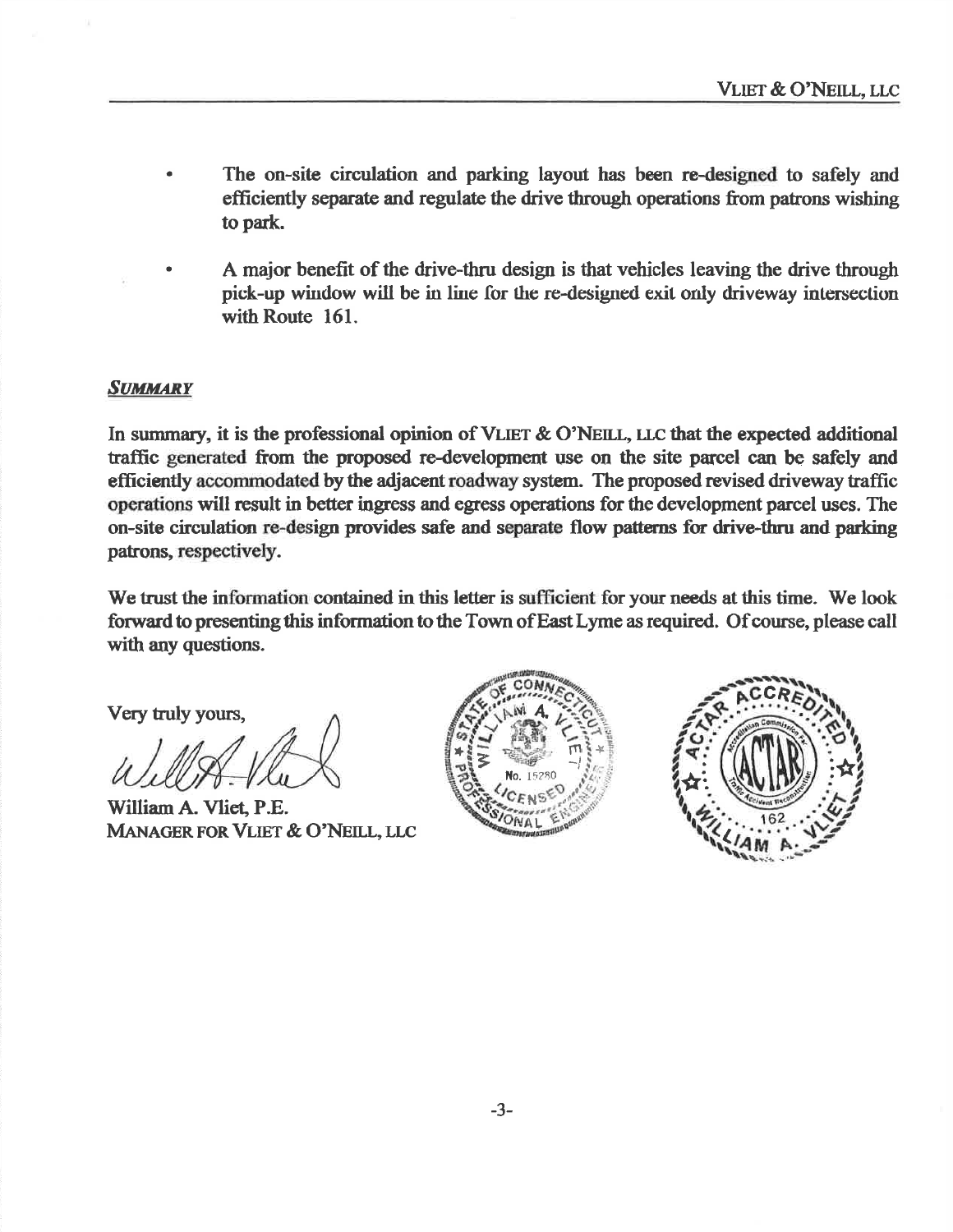- The on-site circulation and parking layout has been re-designed to safely and efficiently separate and regulate the drive through operations from patrons wishing to park.

- A major benefit of the drive-thru design is that vehicles leaving the drive through pick-up window will be in line for the re-designed exit only driveway intersection with Route 161.

***SUMMARY***

In summary, it is the professional opinion of VLIET & O'NEILL, LLC that the expected additional traffic generated from the proposed re-development use on the site parcel can be safely and efficiently accommodated by the adjacent roadway system. The proposed revised driveway traffic operations will result in better ingress and egress operations for the development parcel uses. The on-site circulation re-design provides safe and separate flow patterns for drive-thru and parking patrons, respectively.

We trust the information contained in this letter is sufficient for your needs at this time. We look forward to presenting this information to the Town of East Lyme as required. Of course, please call with any questions.

Very truly yours,

William A. Vliet, P.E.
MANAGER FOR VLIET & O'NEILL, LLC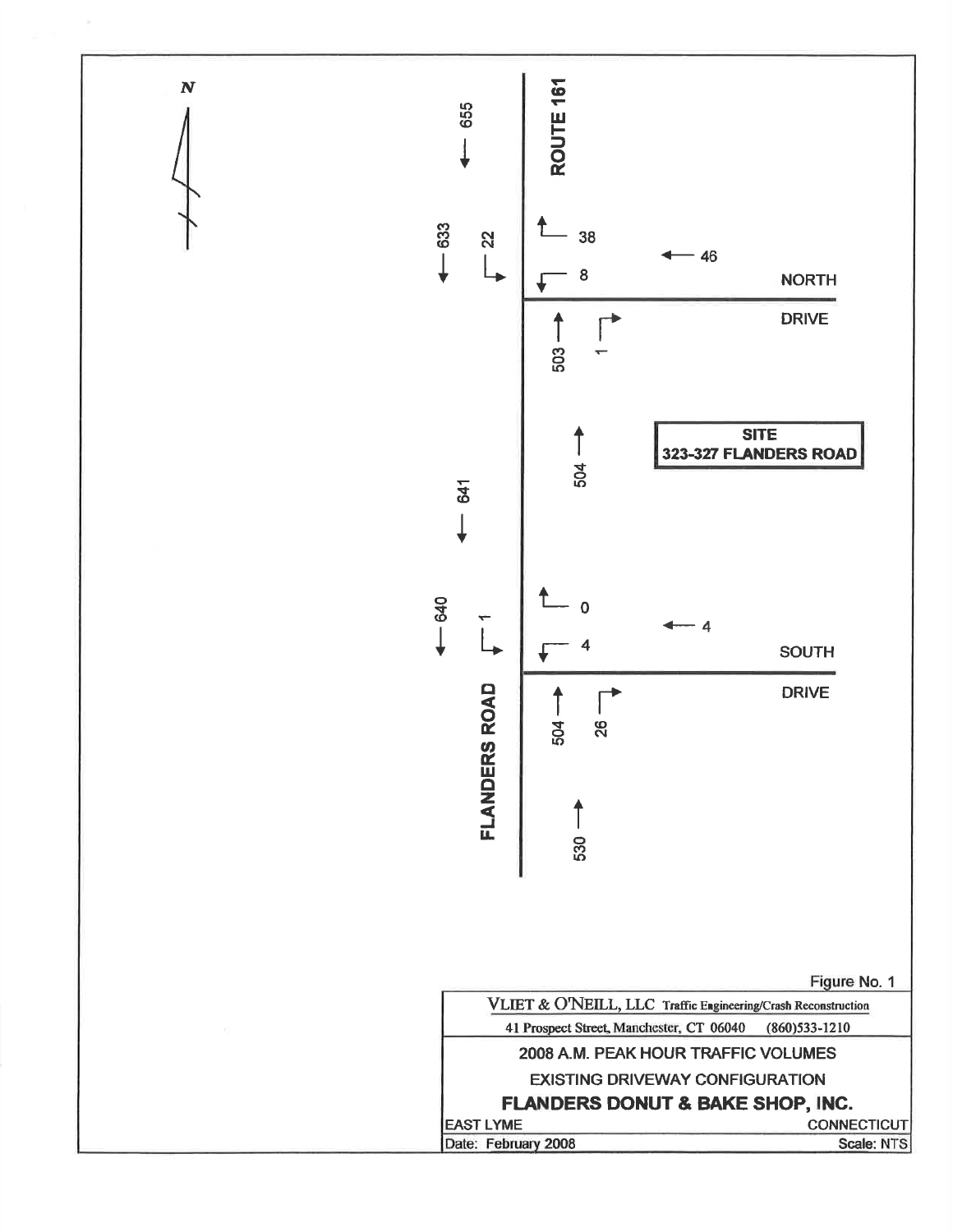N

ROUTE 161

655

633

22

38

46

8

NORTH

DRIVE

503

1

504

SITE
323-327 FLANDERS ROAD

641

0

640

1

4

4

SOUTH

DRIVE

FLANDERS ROAD

504

26

530

Figure No. 1

VLIET & O'NEILL, LLC Traffic Engineering/Crash Reconstruction

41 Prospect Street, Manchester, CT 06040 (860)533-1210

2008 A.M. PEAK HOUR TRAFFIC VOLUMES

EXISTING DRIVEWAY CONFIGURATION

**FLANDERS DONUT & BAKE SHOP, INC.**

EAST LYME CONNECTICUT

Date: February 2008 Scale: NTS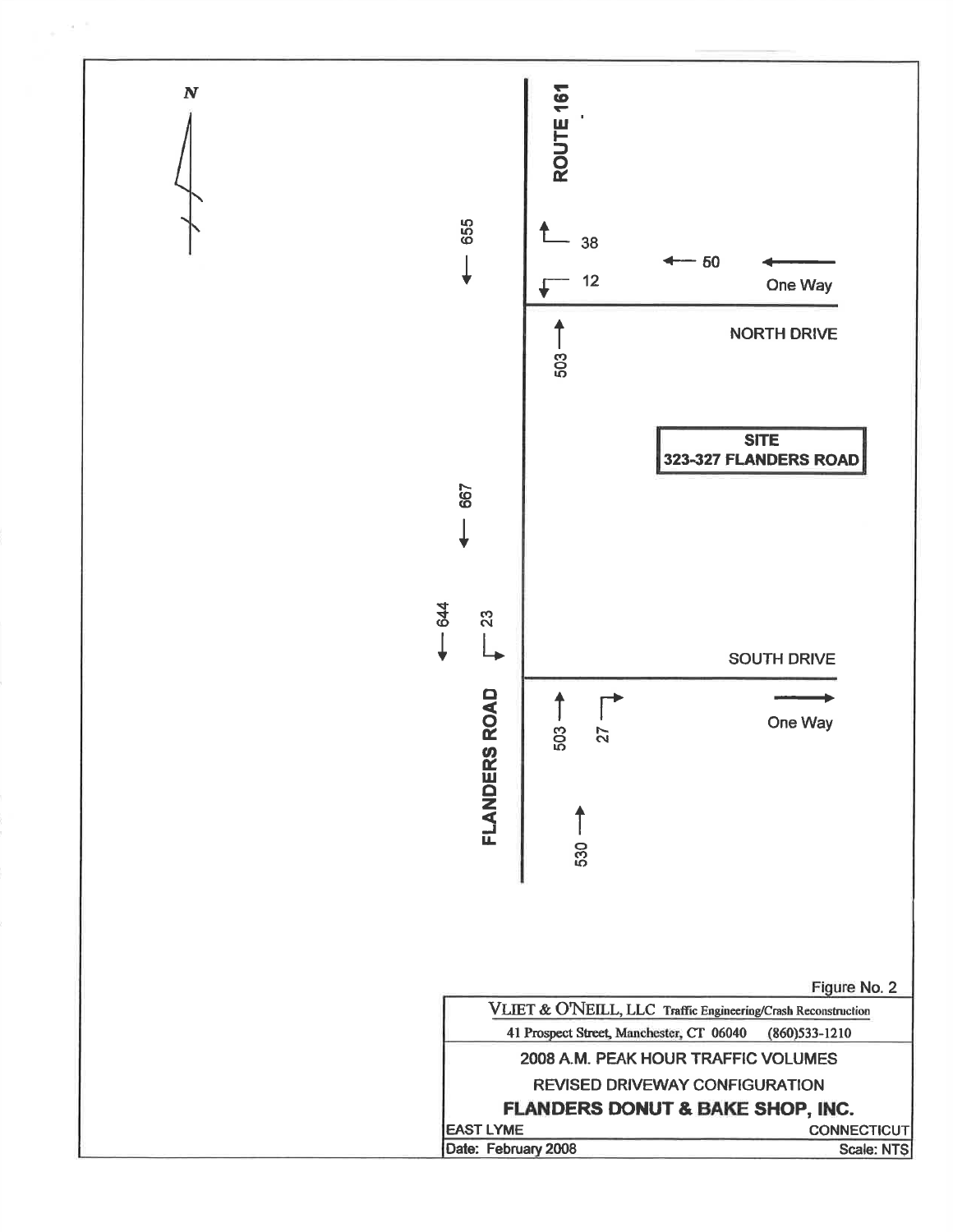N

ROUTE 161

655

38

50

12

One Way

NORTH DRIVE

503

SITE
323-327 FLANDERS ROAD

667

644

23

SOUTH DRIVE

FLANDERS ROAD

503

27

One Way

530

Figure No. 2

VLIET & O'NEILL, LLC Traffic Engineering/Crash Reconstruction

41 Prospect Street, Manchester, CT 06040 (860)533-1210

2008 A.M. PEAK HOUR TRAFFIC VOLUMES

REVISED DRIVEWAY CONFIGURATION

**FLANDERS DONUT & BAKE SHOP, INC.**

| EAST LYME | CONNECTICUT |
| --- | --- |
| Date: February 2008 | Scale: NTS |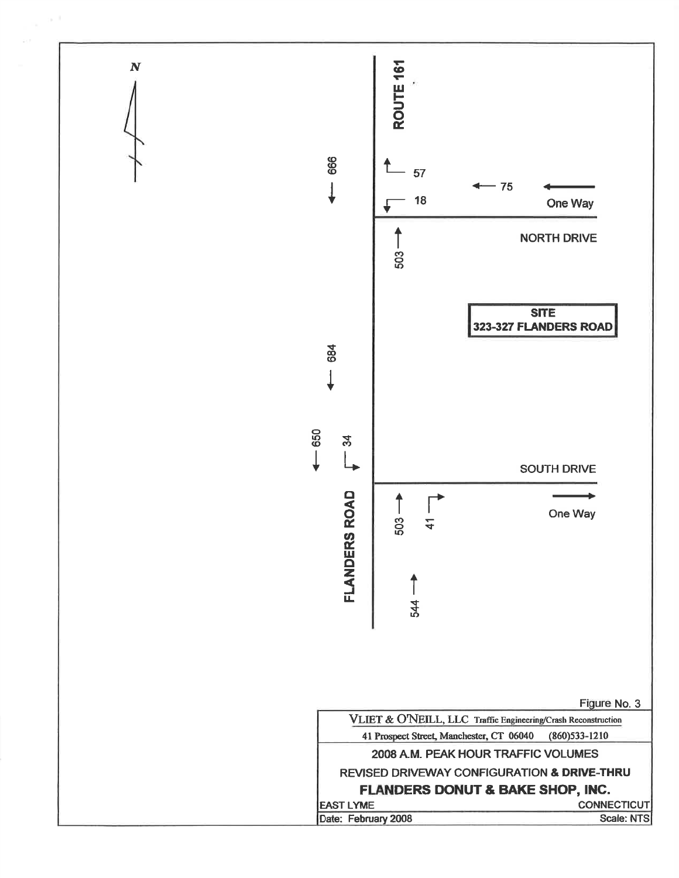N

ROUTE 161

666

57

75

18

One Way

NORTH DRIVE

503

SITE
323-327 FLANDERS ROAD

684

650

34

SOUTH DRIVE

FLANDERS ROAD

503

41

One Way

544

Figure No. 3

VLIET & O'NEILL, LLC Traffic Engineering/Crash Reconstruction

41 Prospect Street, Manchester, CT 06040 (860)533-1210

2008 A.M. PEAK HOUR TRAFFIC VOLUMES

REVISED DRIVEWAY CONFIGURATION & DRIVE-THRU

**FLANDERS DONUT & BAKE SHOP, INC.**

EAST LYME CONNECTICUT

Date: February 2008 Scale: NTS